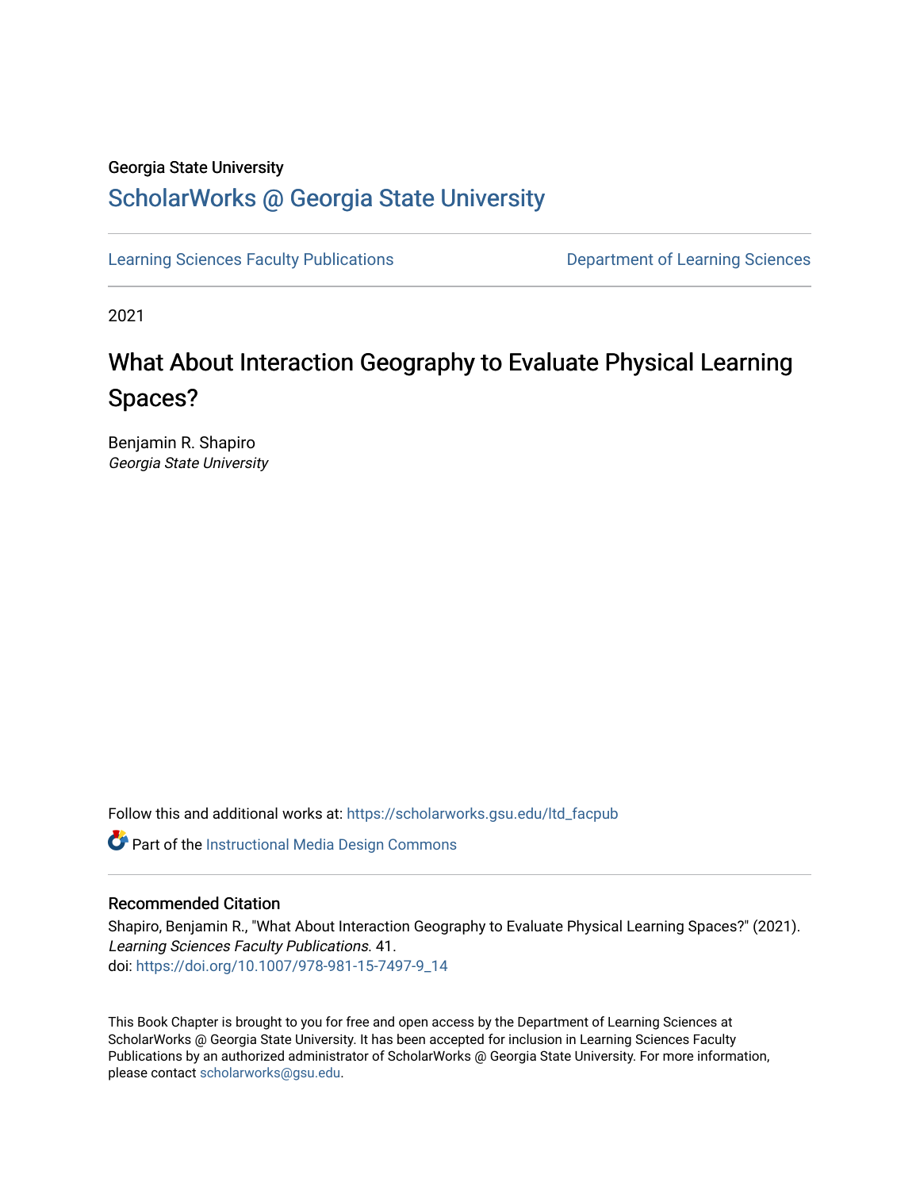Georgia State University

# ScholarWorks @ Georgia State University

Learning Sciences Faculty Publications | Department of Learning Sciences

2021

# What About Interaction Geography to Evaluate Physical Learning Spaces?

Benjamin R. Shapiro
*Georgia State University*

Follow this and additional works at: https://scholarworks.gsu.edu/ltd_facpub

Part of the Instructional Media Design Commons

## Recommended Citation

Shapiro, Benjamin R., "What About Interaction Geography to Evaluate Physical Learning Spaces?" (2021). *Learning Sciences Faculty Publications*. 41.
doi: https://doi.org/10.1007/978-981-15-7497-9_14

This Book Chapter is brought to you for free and open access by the Department of Learning Sciences at ScholarWorks @ Georgia State University. It has been accepted for inclusion in Learning Sciences Faculty Publications by an authorized administrator of ScholarWorks @ Georgia State University. For more information, please contact scholarworks@gsu.edu.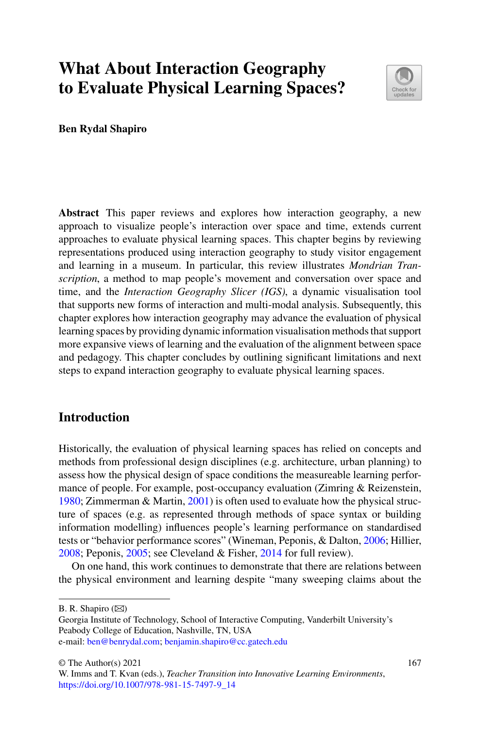# What About Interaction Geography to Evaluate Physical Learning Spaces?

**Ben Rydal Shapiro**

**Abstract** This paper reviews and explores how interaction geography, a new approach to visualize people's interaction over space and time, extends current approaches to evaluate physical learning spaces. This chapter begins by reviewing representations produced using interaction geography to study visitor engagement and learning in a museum. In particular, this review illustrates *Mondrian Transcription*, a method to map people's movement and conversation over space and time, and the *Interaction Geography Slicer (IGS)*, a dynamic visualisation tool that supports new forms of interaction and multi-modal analysis. Subsequently, this chapter explores how interaction geography may advance the evaluation of physical learning spaces by providing dynamic information visualisation methods that support more expansive views of learning and the evaluation of the alignment between space and pedagogy. This chapter concludes by outlining significant limitations and next steps to expand interaction geography to evaluate physical learning spaces.

## Introduction

Historically, the evaluation of physical learning spaces has relied on concepts and methods from professional design disciplines (e.g. architecture, urban planning) to assess how the physical design of space conditions the measureable learning performance of people. For example, post-occupancy evaluation (Zimring & Reizenstein, 1980; Zimmerman & Martin, 2001) is often used to evaluate how the physical structure of spaces (e.g. as represented through methods of space syntax or building information modelling) influences people's learning performance on standardised tests or "behavior performance scores" (Wineman, Peponis, & Dalton, 2006; Hillier, 2008; Peponis, 2005; see Cleveland & Fisher, 2014 for full review).

On one hand, this work continues to demonstrate that there are relations between the physical environment and learning despite "many sweeping claims about the

---

B. R. Shapiro (✉)
Georgia Institute of Technology, School of Interactive Computing, Vanderbilt University's Peabody College of Education, Nashville, TN, USA
e-mail: ben@benrydal.com; benjamin.shapiro@cc.gatech.edu

© The Author(s) 2021
W. Imms and T. Kvan (eds.), *Teacher Transition into Innovative Learning Environments*, https://doi.org/10.1007/978-981-15-7497-9_14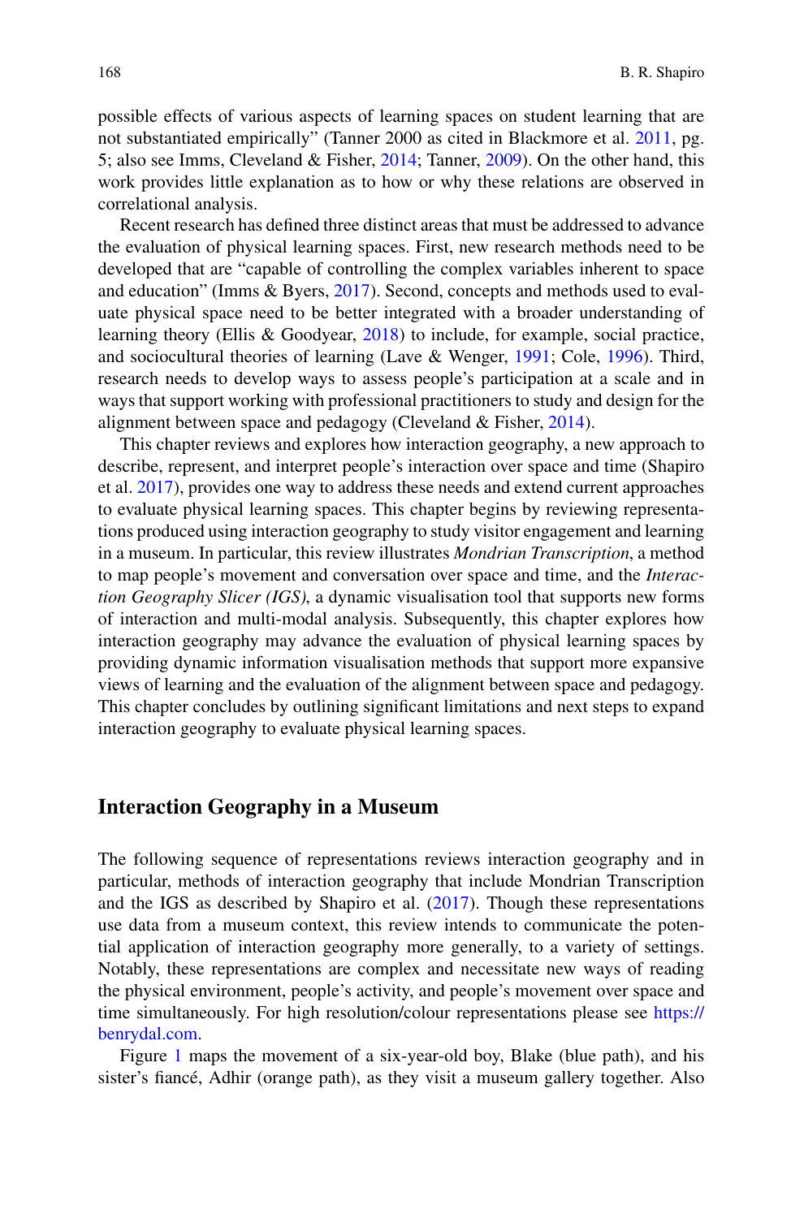possible effects of various aspects of learning spaces on student learning that are not substantiated empirically" (Tanner 2000 as cited in Blackmore et al. 2011, pg. 5; also see Imms, Cleveland & Fisher, 2014; Tanner, 2009). On the other hand, this work provides little explanation as to how or why these relations are observed in correlational analysis.

Recent research has defined three distinct areas that must be addressed to advance the evaluation of physical learning spaces. First, new research methods need to be developed that are "capable of controlling the complex variables inherent to space and education" (Imms & Byers, 2017). Second, concepts and methods used to evaluate physical space need to be better integrated with a broader understanding of learning theory (Ellis & Goodyear, 2018) to include, for example, social practice, and sociocultural theories of learning (Lave & Wenger, 1991; Cole, 1996). Third, research needs to develop ways to assess people's participation at a scale and in ways that support working with professional practitioners to study and design for the alignment between space and pedagogy (Cleveland & Fisher, 2014).

This chapter reviews and explores how interaction geography, a new approach to describe, represent, and interpret people's interaction over space and time (Shapiro et al. 2017), provides one way to address these needs and extend current approaches to evaluate physical learning spaces. This chapter begins by reviewing representations produced using interaction geography to study visitor engagement and learning in a museum. In particular, this review illustrates *Mondrian Transcription*, a method to map people's movement and conversation over space and time, and the *Interaction Geography Slicer (IGS)*, a dynamic visualisation tool that supports new forms of interaction and multi-modal analysis. Subsequently, this chapter explores how interaction geography may advance the evaluation of physical learning spaces by providing dynamic information visualisation methods that support more expansive views of learning and the evaluation of the alignment between space and pedagogy. This chapter concludes by outlining significant limitations and next steps to expand interaction geography to evaluate physical learning spaces.

## Interaction Geography in a Museum

The following sequence of representations reviews interaction geography and in particular, methods of interaction geography that include Mondrian Transcription and the IGS as described by Shapiro et al. (2017). Though these representations use data from a museum context, this review intends to communicate the potential application of interaction geography more generally, to a variety of settings. Notably, these representations are complex and necessitate new ways of reading the physical environment, people's activity, and people's movement over space and time simultaneously. For high resolution/colour representations please see https://benrydal.com.

Figure 1 maps the movement of a six-year-old boy, Blake (blue path), and his sister's fiancé, Adhir (orange path), as they visit a museum gallery together. Also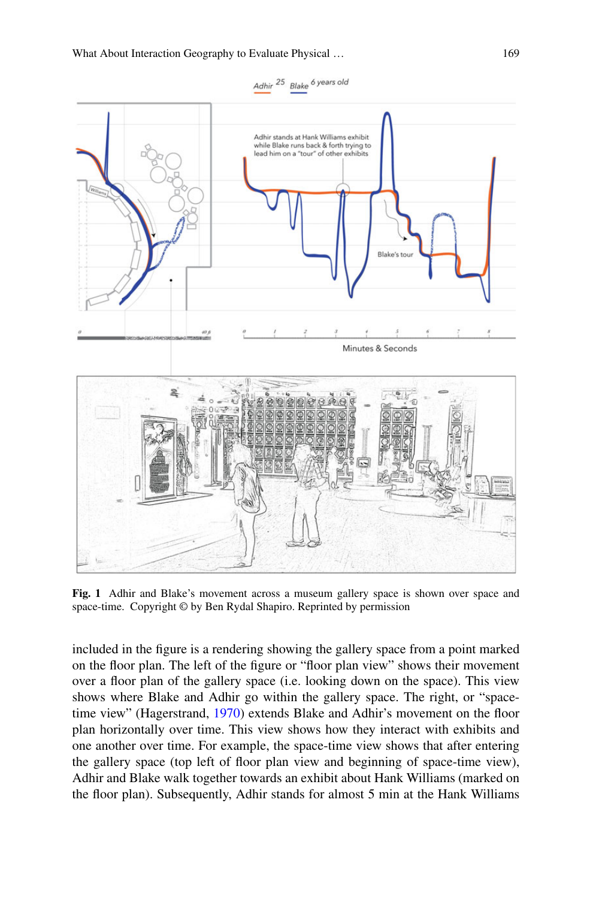**Fig. 1** Adhir and Blake's movement across a museum gallery space is shown over space and space-time. Copyright © by Ben Rydal Shapiro. Reprinted by permission

included in the figure is a rendering showing the gallery space from a point marked on the floor plan. The left of the figure or "floor plan view" shows their movement over a floor plan of the gallery space (i.e. looking down on the space). This view shows where Blake and Adhir go within the gallery space. The right, or "space-time view" (Hagerstrand, 1970) extends Blake and Adhir's movement on the floor plan horizontally over time. This view shows how they interact with exhibits and one another over time. For example, the space-time view shows that after entering the gallery space (top left of floor plan view and beginning of space-time view), Adhir and Blake walk together towards an exhibit about Hank Williams (marked on the floor plan). Subsequently, Adhir stands for almost 5 min at the Hank Williams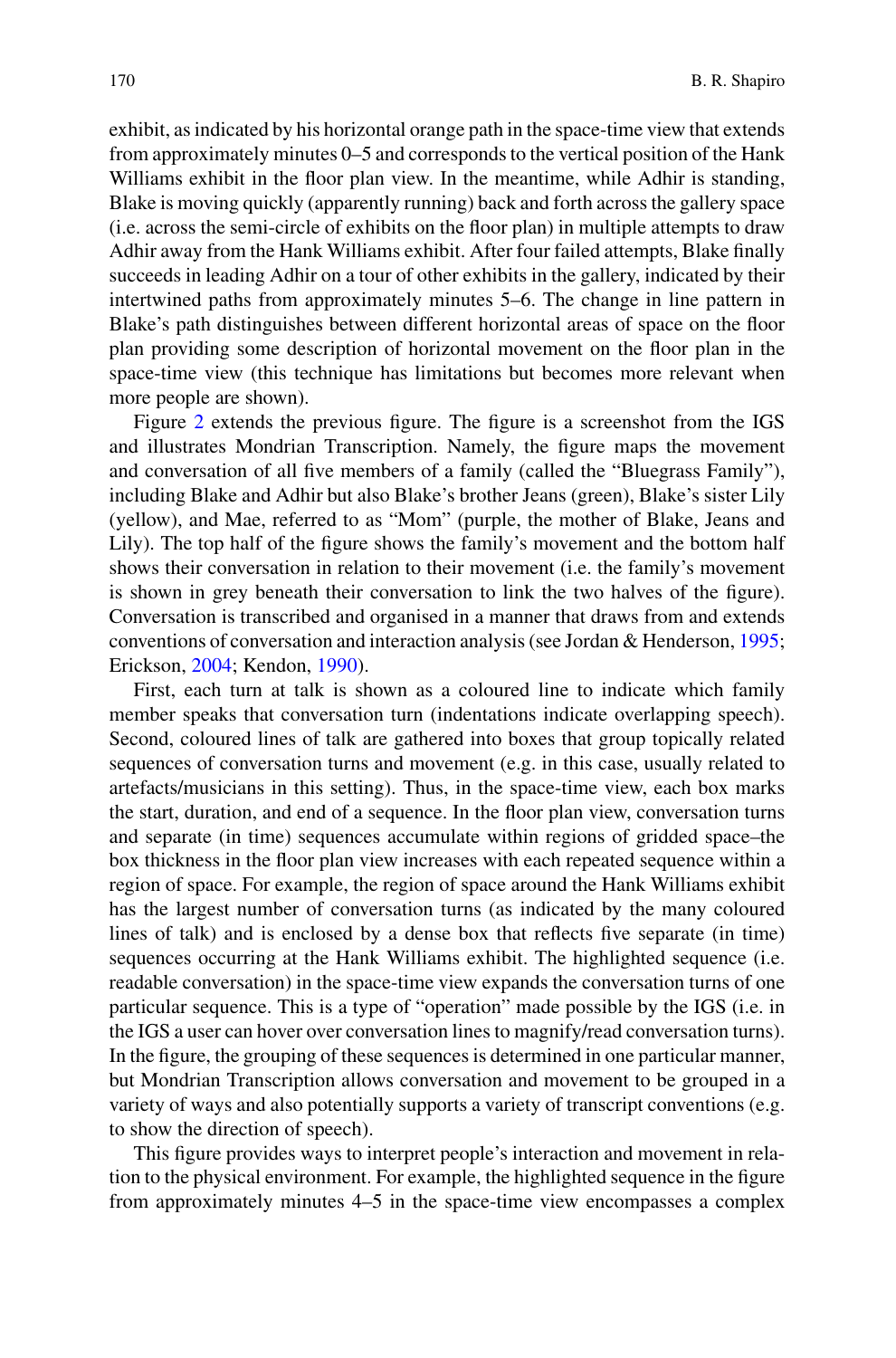exhibit, as indicated by his horizontal orange path in the space-time view that extends from approximately minutes 0–5 and corresponds to the vertical position of the Hank Williams exhibit in the floor plan view. In the meantime, while Adhir is standing, Blake is moving quickly (apparently running) back and forth across the gallery space (i.e. across the semi-circle of exhibits on the floor plan) in multiple attempts to draw Adhir away from the Hank Williams exhibit. After four failed attempts, Blake finally succeeds in leading Adhir on a tour of other exhibits in the gallery, indicated by their intertwined paths from approximately minutes 5–6. The change in line pattern in Blake's path distinguishes between different horizontal areas of space on the floor plan providing some description of horizontal movement on the floor plan in the space-time view (this technique has limitations but becomes more relevant when more people are shown).

Figure 2 extends the previous figure. The figure is a screenshot from the IGS and illustrates Mondrian Transcription. Namely, the figure maps the movement and conversation of all five members of a family (called the "Bluegrass Family"), including Blake and Adhir but also Blake's brother Jeans (green), Blake's sister Lily (yellow), and Mae, referred to as "Mom" (purple, the mother of Blake, Jeans and Lily). The top half of the figure shows the family's movement and the bottom half shows their conversation in relation to their movement (i.e. the family's movement is shown in grey beneath their conversation to link the two halves of the figure). Conversation is transcribed and organised in a manner that draws from and extends conventions of conversation and interaction analysis (see Jordan & Henderson, 1995; Erickson, 2004; Kendon, 1990).

First, each turn at talk is shown as a coloured line to indicate which family member speaks that conversation turn (indentations indicate overlapping speech). Second, coloured lines of talk are gathered into boxes that group topically related sequences of conversation turns and movement (e.g. in this case, usually related to artefacts/musicians in this setting). Thus, in the space-time view, each box marks the start, duration, and end of a sequence. In the floor plan view, conversation turns and separate (in time) sequences accumulate within regions of gridded space–the box thickness in the floor plan view increases with each repeated sequence within a region of space. For example, the region of space around the Hank Williams exhibit has the largest number of conversation turns (as indicated by the many coloured lines of talk) and is enclosed by a dense box that reflects five separate (in time) sequences occurring at the Hank Williams exhibit. The highlighted sequence (i.e. readable conversation) in the space-time view expands the conversation turns of one particular sequence. This is a type of "operation" made possible by the IGS (i.e. in the IGS a user can hover over conversation lines to magnify/read conversation turns). In the figure, the grouping of these sequences is determined in one particular manner, but Mondrian Transcription allows conversation and movement to be grouped in a variety of ways and also potentially supports a variety of transcript conventions (e.g. to show the direction of speech).

This figure provides ways to interpret people's interaction and movement in relation to the physical environment. For example, the highlighted sequence in the figure from approximately minutes 4–5 in the space-time view encompasses a complex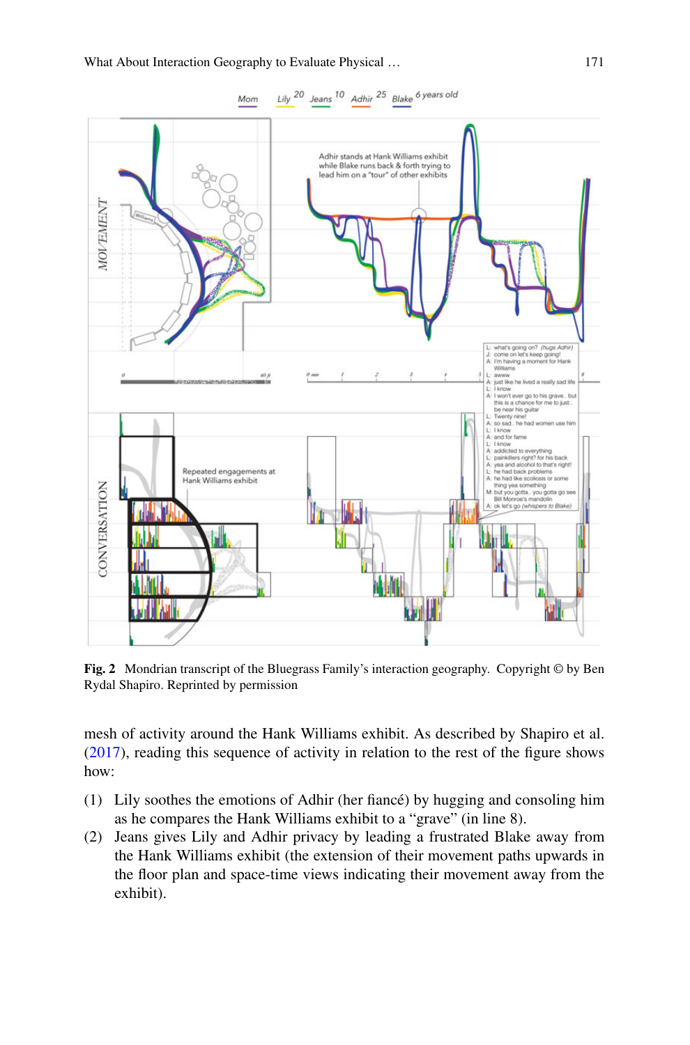**Fig. 2** Mondrian transcript of the Bluegrass Family's interaction geography. Copyright © by Ben Rydal Shapiro. Reprinted by permission

mesh of activity around the Hank Williams exhibit. As described by Shapiro et al. (2017), reading this sequence of activity in relation to the rest of the figure shows how:

(1) Lily soothes the emotions of Adhir (her fiancé) by hugging and consoling him as he compares the Hank Williams exhibit to a "grave" (in line 8).

(2) Jeans gives Lily and Adhir privacy by leading a frustrated Blake away from the Hank Williams exhibit (the extension of their movement paths upwards in the floor plan and space-time views indicating their movement away from the exhibit).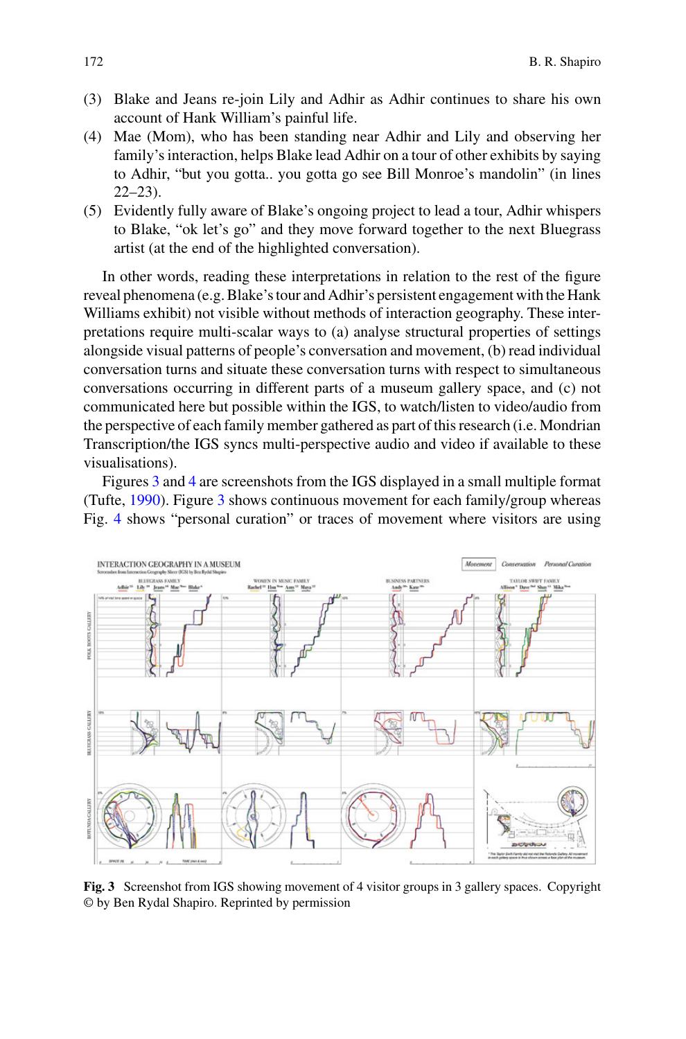(3) Blake and Jeans re-join Lily and Adhir as Adhir continues to share his own account of Hank William's painful life.

(4) Mae (Mom), who has been standing near Adhir and Lily and observing her family's interaction, helps Blake lead Adhir on a tour of other exhibits by saying to Adhir, "but you gotta.. you gotta go see Bill Monroe's mandolin" (in lines 22–23).

(5) Evidently fully aware of Blake's ongoing project to lead a tour, Adhir whispers to Blake, "ok let's go" and they move forward together to the next Bluegrass artist (at the end of the highlighted conversation).

In other words, reading these interpretations in relation to the rest of the figure reveal phenomena (e.g. Blake's tour and Adhir's persistent engagement with the Hank Williams exhibit) not visible without methods of interaction geography. These interpretations require multi-scalar ways to (a) analyse structural properties of settings alongside visual patterns of people's conversation and movement, (b) read individual conversation turns and situate these conversation turns with respect to simultaneous conversations occurring in different parts of a museum gallery space, and (c) not communicated here but possible within the IGS, to watch/listen to video/audio from the perspective of each family member gathered as part of this research (i.e. Mondrian Transcription/the IGS syncs multi-perspective audio and video if available to these visualisations).

Figures 3 and 4 are screenshots from the IGS displayed in a small multiple format (Tufte, 1990). Figure 3 shows continuous movement for each family/group whereas Fig. 4 shows "personal curation" or traces of movement where visitors are using

**Fig. 3** Screenshot from IGS showing movement of 4 visitor groups in 3 gallery spaces. Copyright © by Ben Rydal Shapiro. Reprinted by permission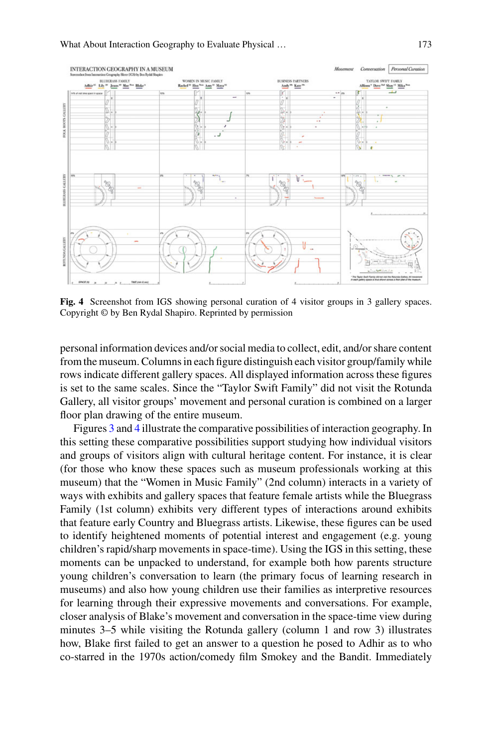**Fig. 4** Screenshot from IGS showing personal curation of 4 visitor groups in 3 gallery spaces. Copyright © by Ben Rydal Shapiro. Reprinted by permission

personal information devices and/or social media to collect, edit, and/or share content from the museum. Columns in each figure distinguish each visitor group/family while rows indicate different gallery spaces. All displayed information across these figures is set to the same scales. Since the "Taylor Swift Family" did not visit the Rotunda Gallery, all visitor groups' movement and personal curation is combined on a larger floor plan drawing of the entire museum.

Figures 3 and 4 illustrate the comparative possibilities of interaction geography. In this setting these comparative possibilities support studying how individual visitors and groups of visitors align with cultural heritage content. For instance, it is clear (for those who know these spaces such as museum professionals working at this museum) that the "Women in Music Family" (2nd column) interacts in a variety of ways with exhibits and gallery spaces that feature female artists while the Bluegrass Family (1st column) exhibits very different types of interactions around exhibits that feature early Country and Bluegrass artists. Likewise, these figures can be used to identify heightened moments of potential interest and engagement (e.g. young children's rapid/sharp movements in space-time). Using the IGS in this setting, these moments can be unpacked to understand, for example both how parents structure young children's conversation to learn (the primary focus of learning research in museums) and also how young children use their families as interpretive resources for learning through their expressive movements and conversations. For example, closer analysis of Blake's movement and conversation in the space-time view during minutes 3–5 while visiting the Rotunda gallery (column 1 and row 3) illustrates how, Blake first failed to get an answer to a question he posed to Adhir as to who co-starred in the 1970s action/comedy film Smokey and the Bandit. Immediately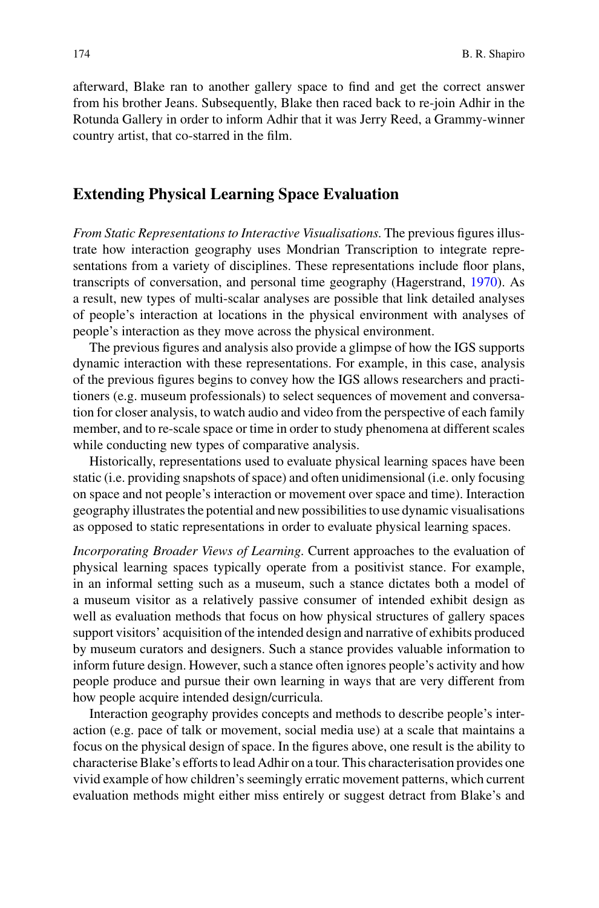afterward, Blake ran to another gallery space to find and get the correct answer from his brother Jeans. Subsequently, Blake then raced back to re-join Adhir in the Rotunda Gallery in order to inform Adhir that it was Jerry Reed, a Grammy-winner country artist, that co-starred in the film.

## Extending Physical Learning Space Evaluation

*From Static Representations to Interactive Visualisations.* The previous figures illustrate how interaction geography uses Mondrian Transcription to integrate representations from a variety of disciplines. These representations include floor plans, transcripts of conversation, and personal time geography (Hagerstrand, 1970). As a result, new types of multi-scalar analyses are possible that link detailed analyses of people's interaction at locations in the physical environment with analyses of people's interaction as they move across the physical environment.

The previous figures and analysis also provide a glimpse of how the IGS supports dynamic interaction with these representations. For example, in this case, analysis of the previous figures begins to convey how the IGS allows researchers and practitioners (e.g. museum professionals) to select sequences of movement and conversation for closer analysis, to watch audio and video from the perspective of each family member, and to re-scale space or time in order to study phenomena at different scales while conducting new types of comparative analysis.

Historically, representations used to evaluate physical learning spaces have been static (i.e. providing snapshots of space) and often unidimensional (i.e. only focusing on space and not people's interaction or movement over space and time). Interaction geography illustrates the potential and new possibilities to use dynamic visualisations as opposed to static representations in order to evaluate physical learning spaces.

*Incorporating Broader Views of Learning.* Current approaches to the evaluation of physical learning spaces typically operate from a positivist stance. For example, in an informal setting such as a museum, such a stance dictates both a model of a museum visitor as a relatively passive consumer of intended exhibit design as well as evaluation methods that focus on how physical structures of gallery spaces support visitors' acquisition of the intended design and narrative of exhibits produced by museum curators and designers. Such a stance provides valuable information to inform future design. However, such a stance often ignores people's activity and how people produce and pursue their own learning in ways that are very different from how people acquire intended design/curricula.

Interaction geography provides concepts and methods to describe people's interaction (e.g. pace of talk or movement, social media use) at a scale that maintains a focus on the physical design of space. In the figures above, one result is the ability to characterise Blake's efforts to lead Adhir on a tour. This characterisation provides one vivid example of how children's seemingly erratic movement patterns, which current evaluation methods might either miss entirely or suggest detract from Blake's and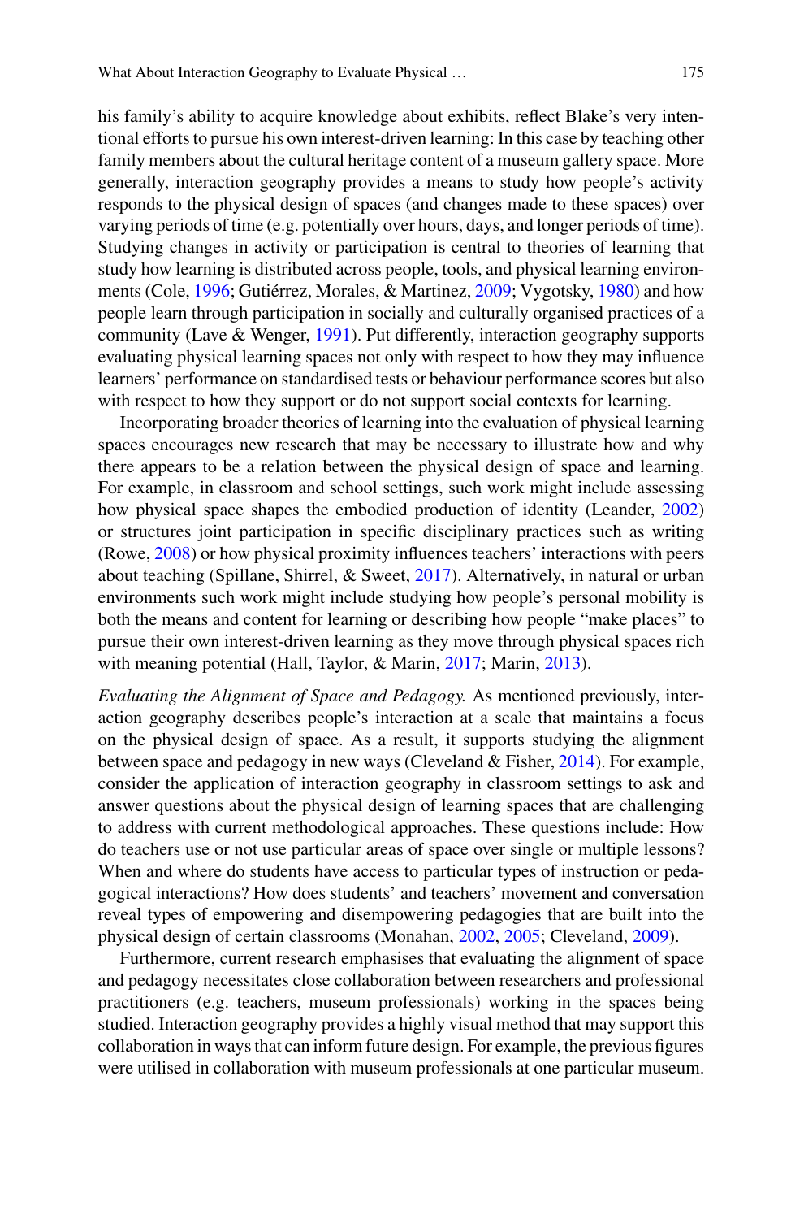his family's ability to acquire knowledge about exhibits, reflect Blake's very intentional efforts to pursue his own interest-driven learning: In this case by teaching other family members about the cultural heritage content of a museum gallery space. More generally, interaction geography provides a means to study how people's activity responds to the physical design of spaces (and changes made to these spaces) over varying periods of time (e.g. potentially over hours, days, and longer periods of time). Studying changes in activity or participation is central to theories of learning that study how learning is distributed across people, tools, and physical learning environments (Cole, 1996; Gutiérrez, Morales, & Martinez, 2009; Vygotsky, 1980) and how people learn through participation in socially and culturally organised practices of a community (Lave & Wenger, 1991). Put differently, interaction geography supports evaluating physical learning spaces not only with respect to how they may influence learners' performance on standardised tests or behaviour performance scores but also with respect to how they support or do not support social contexts for learning.

Incorporating broader theories of learning into the evaluation of physical learning spaces encourages new research that may be necessary to illustrate how and why there appears to be a relation between the physical design of space and learning. For example, in classroom and school settings, such work might include assessing how physical space shapes the embodied production of identity (Leander, 2002) or structures joint participation in specific disciplinary practices such as writing (Rowe, 2008) or how physical proximity influences teachers' interactions with peers about teaching (Spillane, Shirrel, & Sweet, 2017). Alternatively, in natural or urban environments such work might include studying how people's personal mobility is both the means and content for learning or describing how people "make places" to pursue their own interest-driven learning as they move through physical spaces rich with meaning potential (Hall, Taylor, & Marin, 2017; Marin, 2013).

*Evaluating the Alignment of Space and Pedagogy.* As mentioned previously, interaction geography describes people's interaction at a scale that maintains a focus on the physical design of space. As a result, it supports studying the alignment between space and pedagogy in new ways (Cleveland & Fisher, 2014). For example, consider the application of interaction geography in classroom settings to ask and answer questions about the physical design of learning spaces that are challenging to address with current methodological approaches. These questions include: How do teachers use or not use particular areas of space over single or multiple lessons? When and where do students have access to particular types of instruction or pedagogical interactions? How does students' and teachers' movement and conversation reveal types of empowering and disempowering pedagogies that are built into the physical design of certain classrooms (Monahan, 2002, 2005; Cleveland, 2009).

Furthermore, current research emphasises that evaluating the alignment of space and pedagogy necessitates close collaboration between researchers and professional practitioners (e.g. teachers, museum professionals) working in the spaces being studied. Interaction geography provides a highly visual method that may support this collaboration in ways that can inform future design. For example, the previous figures were utilised in collaboration with museum professionals at one particular museum.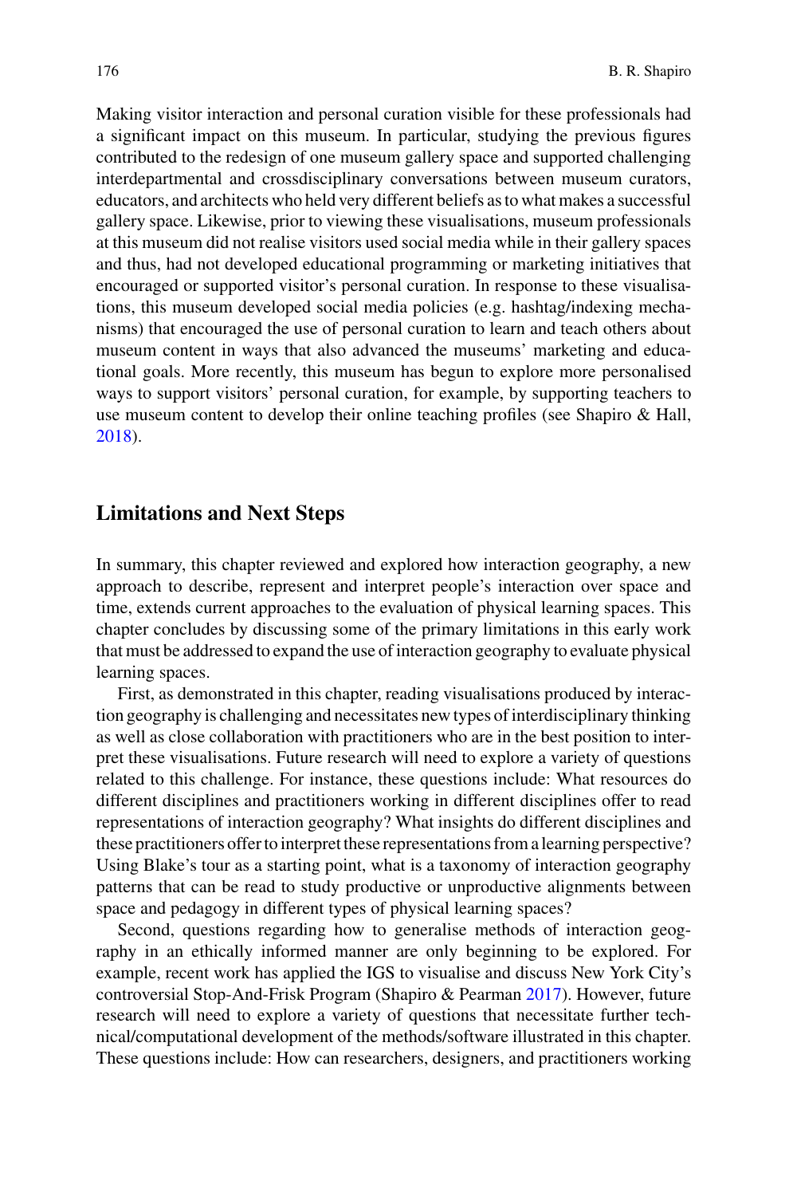Making visitor interaction and personal curation visible for these professionals had a significant impact on this museum. In particular, studying the previous figures contributed to the redesign of one museum gallery space and supported challenging interdepartmental and crossdisciplinary conversations between museum curators, educators, and architects who held very different beliefs as to what makes a successful gallery space. Likewise, prior to viewing these visualisations, museum professionals at this museum did not realise visitors used social media while in their gallery spaces and thus, had not developed educational programming or marketing initiatives that encouraged or supported visitor's personal curation. In response to these visualisations, this museum developed social media policies (e.g. hashtag/indexing mechanisms) that encouraged the use of personal curation to learn and teach others about museum content in ways that also advanced the museums' marketing and educational goals. More recently, this museum has begun to explore more personalised ways to support visitors' personal curation, for example, by supporting teachers to use museum content to develop their online teaching profiles (see Shapiro & Hall, 2018).

## Limitations and Next Steps

In summary, this chapter reviewed and explored how interaction geography, a new approach to describe, represent and interpret people's interaction over space and time, extends current approaches to the evaluation of physical learning spaces. This chapter concludes by discussing some of the primary limitations in this early work that must be addressed to expand the use of interaction geography to evaluate physical learning spaces.

First, as demonstrated in this chapter, reading visualisations produced by interaction geography is challenging and necessitates new types of interdisciplinary thinking as well as close collaboration with practitioners who are in the best position to interpret these visualisations. Future research will need to explore a variety of questions related to this challenge. For instance, these questions include: What resources do different disciplines and practitioners working in different disciplines offer to read representations of interaction geography? What insights do different disciplines and these practitioners offer to interpret these representations from a learning perspective? Using Blake's tour as a starting point, what is a taxonomy of interaction geography patterns that can be read to study productive or unproductive alignments between space and pedagogy in different types of physical learning spaces?

Second, questions regarding how to generalise methods of interaction geography in an ethically informed manner are only beginning to be explored. For example, recent work has applied the IGS to visualise and discuss New York City's controversial Stop-And-Frisk Program (Shapiro & Pearman 2017). However, future research will need to explore a variety of questions that necessitate further technical/computational development of the methods/software illustrated in this chapter. These questions include: How can researchers, designers, and practitioners working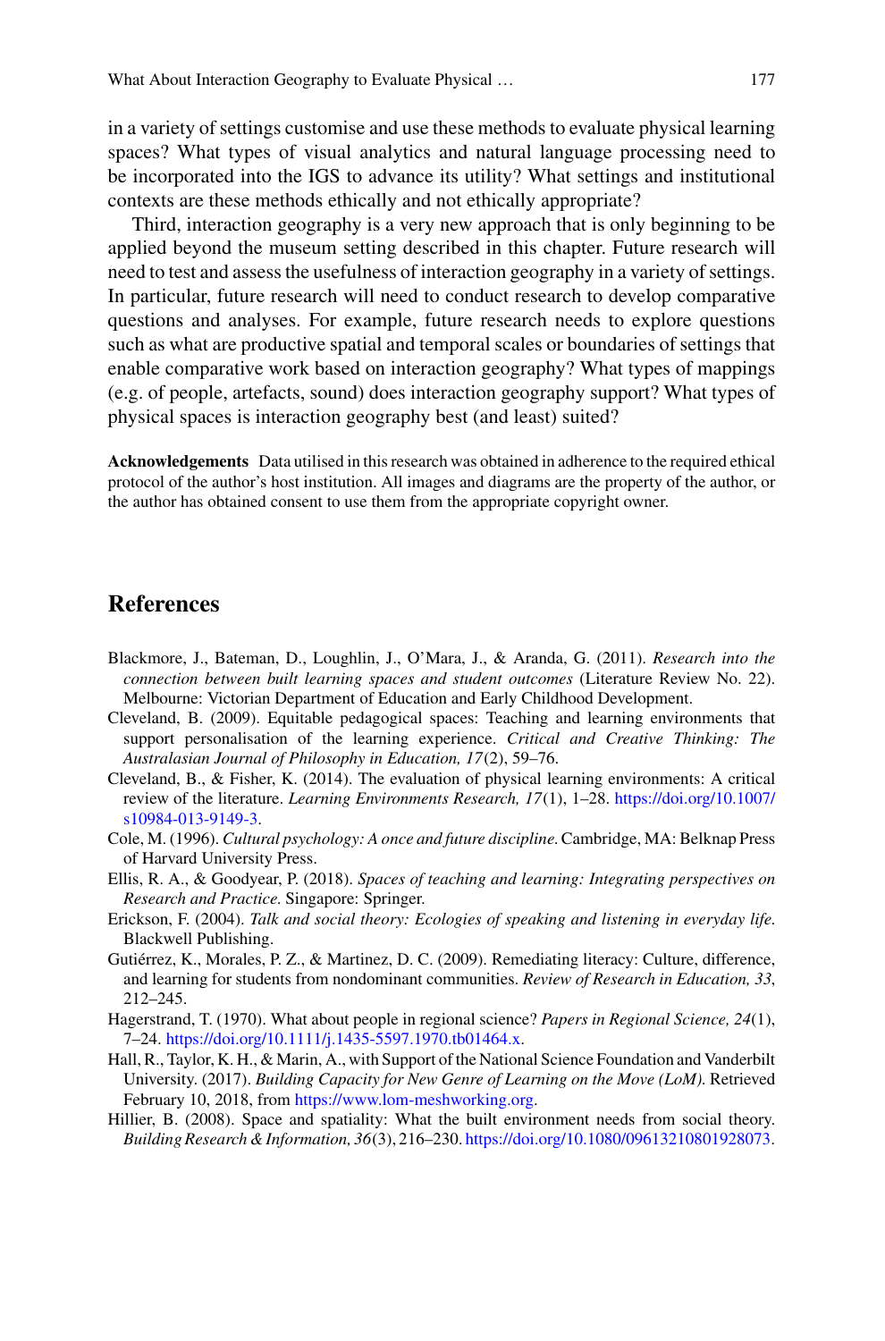in a variety of settings customise and use these methods to evaluate physical learning spaces? What types of visual analytics and natural language processing need to be incorporated into the IGS to advance its utility? What settings and institutional contexts are these methods ethically and not ethically appropriate?

Third, interaction geography is a very new approach that is only beginning to be applied beyond the museum setting described in this chapter. Future research will need to test and assess the usefulness of interaction geography in a variety of settings. In particular, future research will need to conduct research to develop comparative questions and analyses. For example, future research needs to explore questions such as what are productive spatial and temporal scales or boundaries of settings that enable comparative work based on interaction geography? What types of mappings (e.g. of people, artefacts, sound) does interaction geography support? What types of physical spaces is interaction geography best (and least) suited?

**Acknowledgements** Data utilised in this research was obtained in adherence to the required ethical protocol of the author's host institution. All images and diagrams are the property of the author, or the author has obtained consent to use them from the appropriate copyright owner.

## References

Blackmore, J., Bateman, D., Loughlin, J., O'Mara, J., & Aranda, G. (2011). *Research into the connection between built learning spaces and student outcomes* (Literature Review No. 22). Melbourne: Victorian Department of Education and Early Childhood Development.

Cleveland, B. (2009). Equitable pedagogical spaces: Teaching and learning environments that support personalisation of the learning experience. *Critical and Creative Thinking: The Australasian Journal of Philosophy in Education, 17*(2), 59–76.

Cleveland, B., & Fisher, K. (2014). The evaluation of physical learning environments: A critical review of the literature. *Learning Environments Research, 17*(1), 1–28. https://doi.org/10.1007/s10984-013-9149-3.

Cole, M. (1996). *Cultural psychology: A once and future discipline*. Cambridge, MA: Belknap Press of Harvard University Press.

Ellis, R. A., & Goodyear, P. (2018). *Spaces of teaching and learning: Integrating perspectives on Research and Practice*. Singapore: Springer.

Erickson, F. (2004). *Talk and social theory: Ecologies of speaking and listening in everyday life*. Blackwell Publishing.

Gutiérrez, K., Morales, P. Z., & Martinez, D. C. (2009). Remediating literacy: Culture, difference, and learning for students from nondominant communities. *Review of Research in Education, 33*, 212–245.

Hagerstrand, T. (1970). What about people in regional science? *Papers in Regional Science, 24*(1), 7–24. https://doi.org/10.1111/j.1435-5597.1970.tb01464.x.

Hall, R., Taylor, K. H., & Marin, A., with Support of the National Science Foundation and Vanderbilt University. (2017). *Building Capacity for New Genre of Learning on the Move (LoM)*. Retrieved February 10, 2018, from https://www.lom-meshworking.org.

Hillier, B. (2008). Space and spatiality: What the built environment needs from social theory. *Building Research & Information, 36*(3), 216–230. https://doi.org/10.1080/09613210801928073.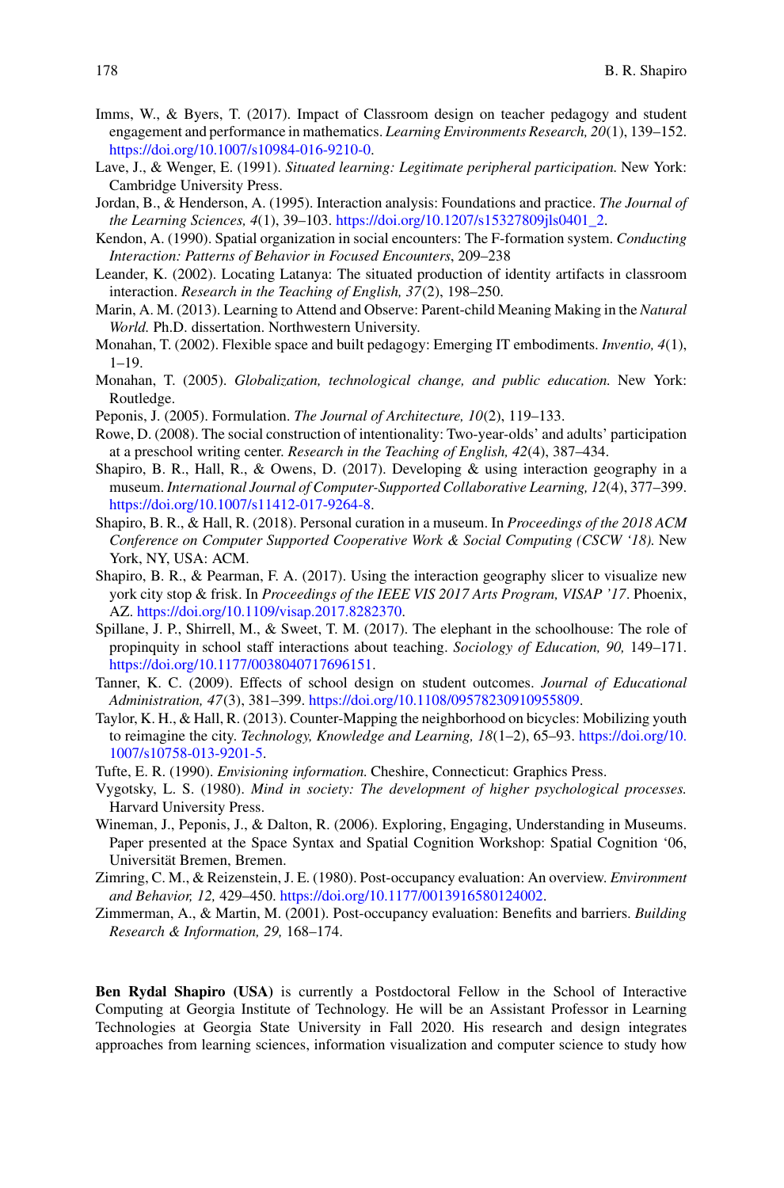Imms, W., & Byers, T. (2017). Impact of Classroom design on teacher pedagogy and student engagement and performance in mathematics. *Learning Environments Research, 20*(1), 139–152. https://doi.org/10.1007/s10984-016-9210-0.

Lave, J., & Wenger, E. (1991). *Situated learning: Legitimate peripheral participation.* New York: Cambridge University Press.

Jordan, B., & Henderson, A. (1995). Interaction analysis: Foundations and practice. *The Journal of the Learning Sciences, 4*(1), 39–103. https://doi.org/10.1207/s15327809jls0401_2.

Kendon, A. (1990). Spatial organization in social encounters: The F-formation system. *Conducting Interaction: Patterns of Behavior in Focused Encounters*, 209–238

Leander, K. (2002). Locating Latanya: The situated production of identity artifacts in classroom interaction. *Research in the Teaching of English, 37*(2), 198–250.

Marin, A. M. (2013). Learning to Attend and Observe: Parent-child Meaning Making in the *Natural World.* Ph.D. dissertation. Northwestern University.

Monahan, T. (2002). Flexible space and built pedagogy: Emerging IT embodiments. *Inventio, 4*(1), 1–19.

Monahan, T. (2005). *Globalization, technological change, and public education.* New York: Routledge.

Peponis, J. (2005). Formulation. *The Journal of Architecture, 10*(2), 119–133.

Rowe, D. (2008). The social construction of intentionality: Two-year-olds' and adults' participation at a preschool writing center. *Research in the Teaching of English, 42*(4), 387–434.

Shapiro, B. R., Hall, R., & Owens, D. (2017). Developing & using interaction geography in a museum. *International Journal of Computer-Supported Collaborative Learning, 12*(4), 377–399. https://doi.org/10.1007/s11412-017-9264-8.

Shapiro, B. R., & Hall, R. (2018). Personal curation in a museum. In *Proceedings of the 2018 ACM Conference on Computer Supported Cooperative Work & Social Computing (CSCW '18).* New York, NY, USA: ACM.

Shapiro, B. R., & Pearman, F. A. (2017). Using the interaction geography slicer to visualize new york city stop & frisk. In *Proceedings of the IEEE VIS 2017 Arts Program, VISAP '17*. Phoenix, AZ. https://doi.org/10.1109/visap.2017.8282370.

Spillane, J. P., Shirrell, M., & Sweet, T. M. (2017). The elephant in the schoolhouse: The role of propinquity in school staff interactions about teaching. *Sociology of Education, 90,* 149–171. https://doi.org/10.1177/0038040717696151.

Tanner, K. C. (2009). Effects of school design on student outcomes. *Journal of Educational Administration, 47*(3), 381–399. https://doi.org/10.1108/09578230910955809.

Taylor, K. H., & Hall, R. (2013). Counter-Mapping the neighborhood on bicycles: Mobilizing youth to reimagine the city. *Technology, Knowledge and Learning, 18*(1–2), 65–93. https://doi.org/10.1007/s10758-013-9201-5.

Tufte, E. R. (1990). *Envisioning information.* Cheshire, Connecticut: Graphics Press.

Vygotsky, L. S. (1980). *Mind in society: The development of higher psychological processes.* Harvard University Press.

Wineman, J., Peponis, J., & Dalton, R. (2006). Exploring, Engaging, Understanding in Museums. Paper presented at the Space Syntax and Spatial Cognition Workshop: Spatial Cognition '06, Universität Bremen, Bremen.

Zimring, C. M., & Reizenstein, J. E. (1980). Post-occupancy evaluation: An overview. *Environment and Behavior, 12,* 429–450. https://doi.org/10.1177/0013916580124002.

Zimmerman, A., & Martin, M. (2001). Post-occupancy evaluation: Benefits and barriers. *Building Research & Information, 29,* 168–174.

**Ben Rydal Shapiro (USA)** is currently a Postdoctoral Fellow in the School of Interactive Computing at Georgia Institute of Technology. He will be an Assistant Professor in Learning Technologies at Georgia State University in Fall 2020. His research and design integrates approaches from learning sciences, information visualization and computer science to study how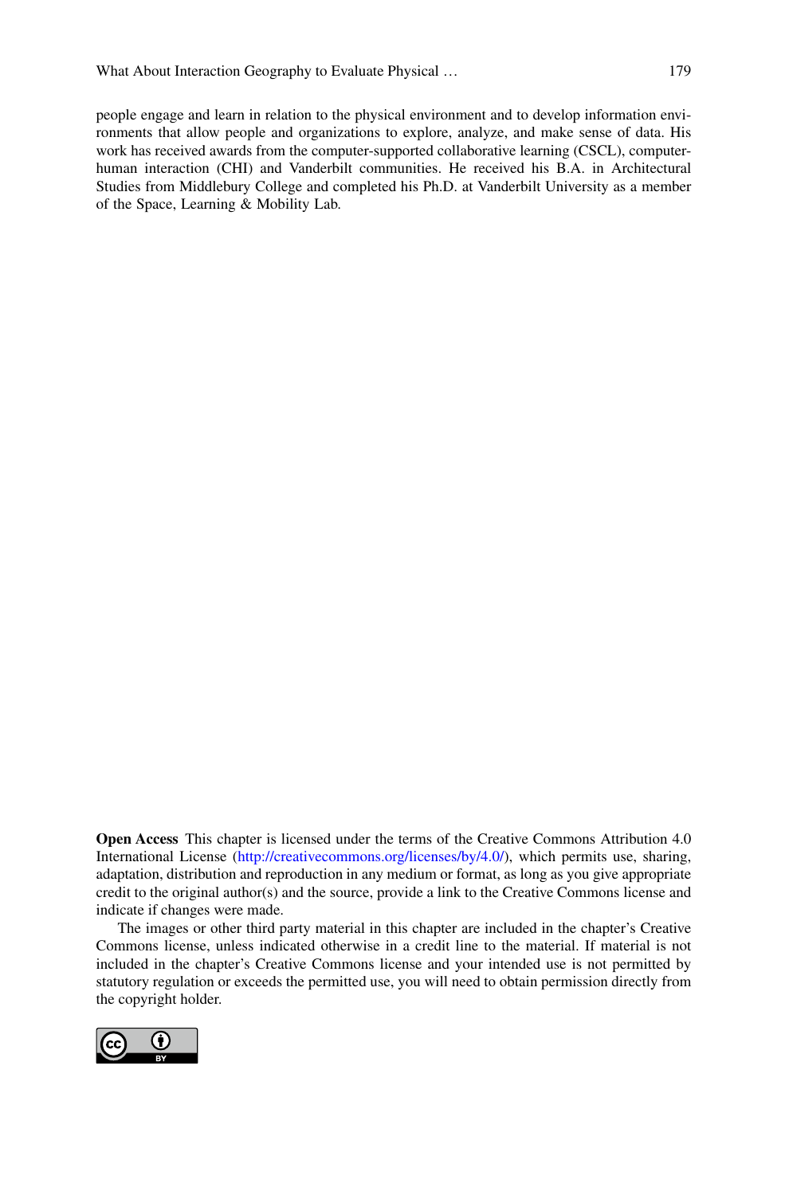people engage and learn in relation to the physical environment and to develop information environments that allow people and organizations to explore, analyze, and make sense of data. His work has received awards from the computer-supported collaborative learning (CSCL), computer-human interaction (CHI) and Vanderbilt communities. He received his B.A. in Architectural Studies from Middlebury College and completed his Ph.D. at Vanderbilt University as a member of the Space, Learning & Mobility Lab.

**Open Access** This chapter is licensed under the terms of the Creative Commons Attribution 4.0 International License (http://creativecommons.org/licenses/by/4.0/), which permits use, sharing, adaptation, distribution and reproduction in any medium or format, as long as you give appropriate credit to the original author(s) and the source, provide a link to the Creative Commons license and indicate if changes were made.

The images or other third party material in this chapter are included in the chapter's Creative Commons license, unless indicated otherwise in a credit line to the material. If material is not included in the chapter's Creative Commons license and your intended use is not permitted by statutory regulation or exceeds the permitted use, you will need to obtain permission directly from the copyright holder.